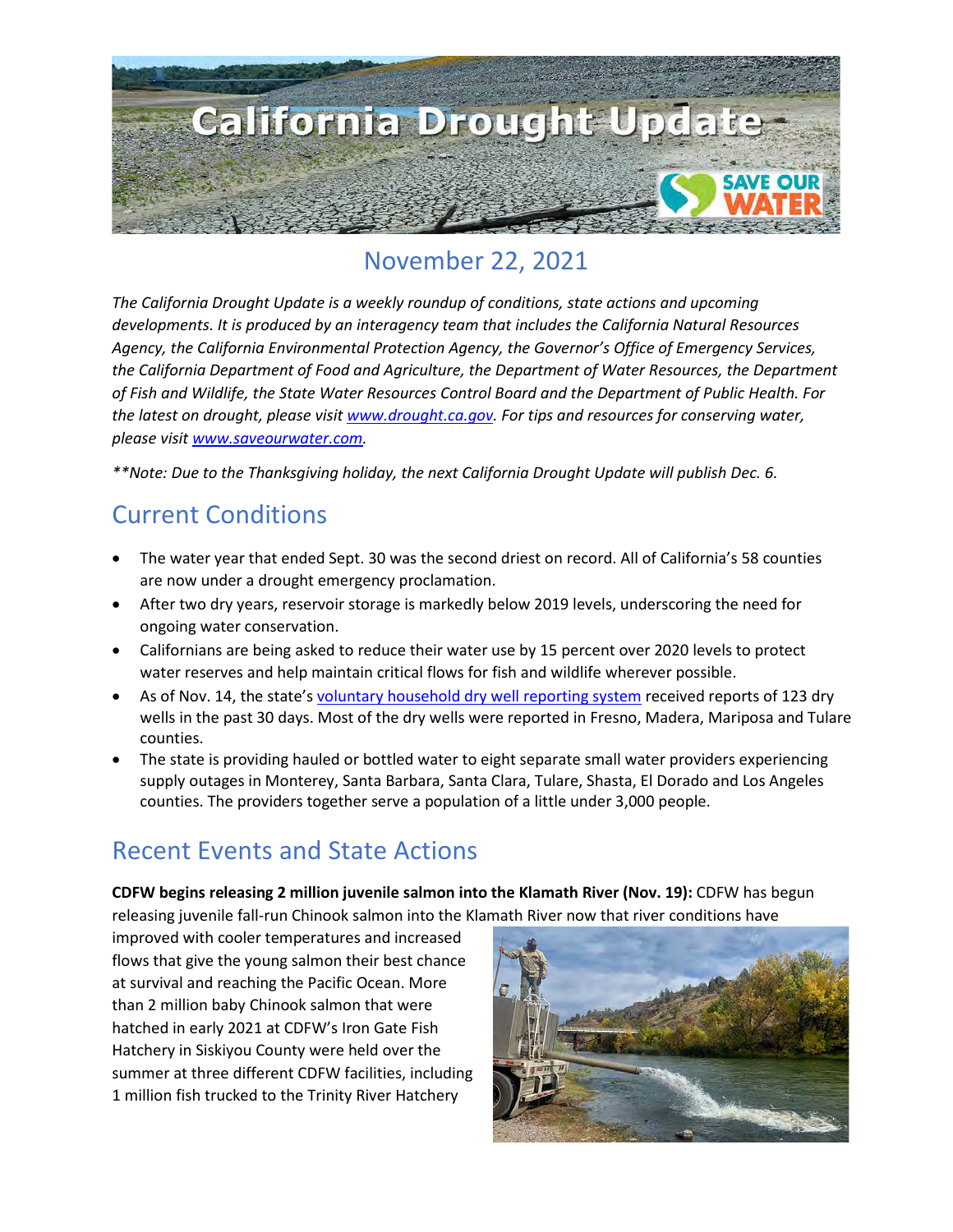# California Drought Update

## November 22, 2021

*The California Drought Update is a weekly roundup of conditions, state actions and upcoming developments. It is produced by an interagency team that includes the California Natural Resources Agency, the California Environmental Protection Agency, the Governor's Office of Emergency Services, the California Department of Food and Agriculture, the Department of Water Resources, the Department of Fish and Wildlife, the State Water Resources Control Board and the Department of Public Health. For the latest on drought, please visit [www.drought.ca.gov](http://www.drought.ca.gov). For tips and resources for conserving water, please visit [www.saveourwater.com](http://www.saveourwater.com).*

*\*\*Note: Due to the Thanksgiving holiday, the next California Drought Update will publish Dec. 6.*

## Current Conditions

- The water year that ended Sept. 30 was the second driest on record. All of California's 58 counties are now under a drought emergency proclamation.
- After two dry years, reservoir storage is markedly below 2019 levels, underscoring the need for ongoing water conservation.
- Californians are being asked to reduce their water use by 15 percent over 2020 levels to protect water reserves and help maintain critical flows for fish and wildlife wherever possible.
- As of Nov. 14, the state's voluntary household dry well reporting system received reports of 123 dry wells in the past 30 days. Most of the dry wells were reported in Fresno, Madera, Mariposa and Tulare counties.
- The state is providing hauled or bottled water to eight separate small water providers experiencing supply outages in Monterey, Santa Barbara, Santa Clara, Tulare, Shasta, El Dorado and Los Angeles counties. The providers together serve a population of a little under 3,000 people.

## Recent Events and State Actions

**CDFW begins releasing 2 million juvenile salmon into the Klamath River (Nov. 19):** CDFW has begun releasing juvenile fall-run Chinook salmon into the Klamath River now that river conditions have improved with cooler temperatures and increased flows that give the young salmon their best chance at survival and reaching the Pacific Ocean. More than 2 million baby Chinook salmon that were hatched in early 2021 at CDFW's Iron Gate Fish Hatchery in Siskiyou County were held over the summer at three different CDFW facilities, including 1 million fish trucked to the Trinity River Hatchery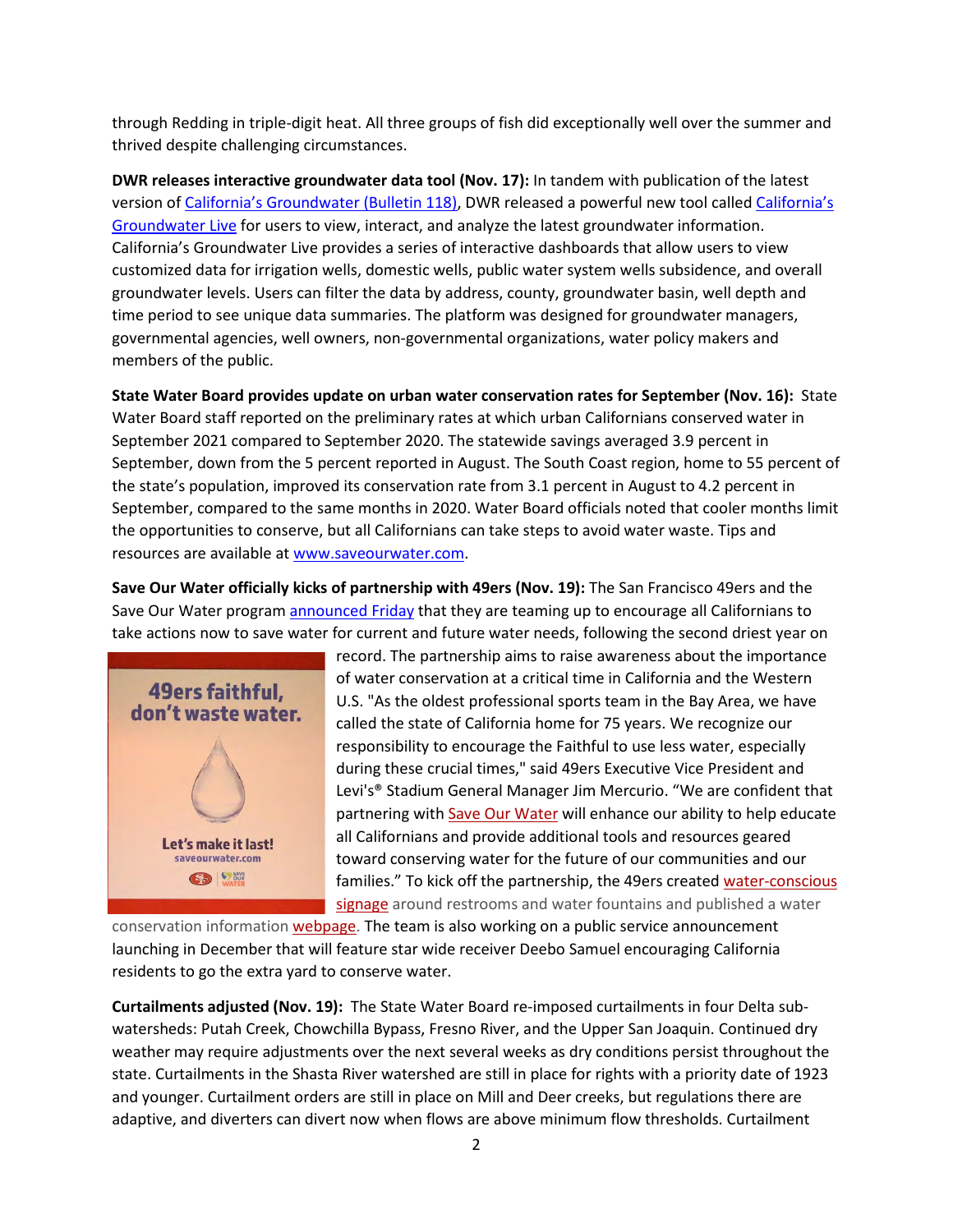through Redding in triple-digit heat. All three groups of fish did exceptionally well over the summer and thrived despite challenging circumstances.

**DWR releases interactive groundwater data tool (Nov. 17):** In tandem with publication of the latest version of California's Groundwater (Bulletin 118), DWR released a powerful new tool called California's Groundwater Live for users to view, interact, and analyze the latest groundwater information. California's Groundwater Live provides a series of interactive dashboards that allow users to view customized data for irrigation wells, domestic wells, public water system wells subsidence, and overall groundwater levels. Users can filter the data by address, county, groundwater basin, well depth and time period to see unique data summaries. The platform was designed for groundwater managers, governmental agencies, well owners, non-governmental organizations, water policy makers and members of the public.

**State Water Board provides update on urban water conservation rates for September (Nov. 16):** State Water Board staff reported on the preliminary rates at which urban Californians conserved water in September 2021 compared to September 2020. The statewide savings averaged 3.9 percent in September, down from the 5 percent reported in August. The South Coast region, home to 55 percent of the state's population, improved its conservation rate from 3.1 percent in August to 4.2 percent in September, compared to the same months in 2020. Water Board officials noted that cooler months limit the opportunities to conserve, but all Californians can take steps to avoid water waste. Tips and resources are available at www.saveourwater.com.

**Save Our Water officially kicks of partnership with 49ers (Nov. 19):** The San Francisco 49ers and the Save Our Water program announced Friday that they are teaming up to encourage all Californians to take actions now to save water for current and future water needs, following the second driest year on record. The partnership aims to raise awareness about the importance of water conservation at a critical time in California and the Western U.S. "As the oldest professional sports team in the Bay Area, we have called the state of California home for 75 years. We recognize our responsibility to encourage the Faithful to use less water, especially during these crucial times," said 49ers Executive Vice President and Levi's® Stadium General Manager Jim Mercurio. "We are confident that partnering with Save Our Water will enhance our ability to help educate all Californians and provide additional tools and resources geared toward conserving water for the future of our communities and our families." To kick off the partnership, the 49ers created water-conscious signage around restrooms and water fountains and published a water conservation information webpage. The team is also working on a public service announcement launching in December that will feature star wide receiver Deebo Samuel encouraging California residents to go the extra yard to conserve water.

**Curtailments adjusted (Nov. 19):** The State Water Board re-imposed curtailments in four Delta sub-watersheds: Putah Creek, Chowchilla Bypass, Fresno River, and the Upper San Joaquin. Continued dry weather may require adjustments over the next several weeks as dry conditions persist throughout the state. Curtailments in the Shasta River watershed are still in place for rights with a priority date of 1923 and younger. Curtailment orders are still in place on Mill and Deer creeks, but regulations there are adaptive, and diverters can divert now when flows are above minimum flow thresholds. Curtailment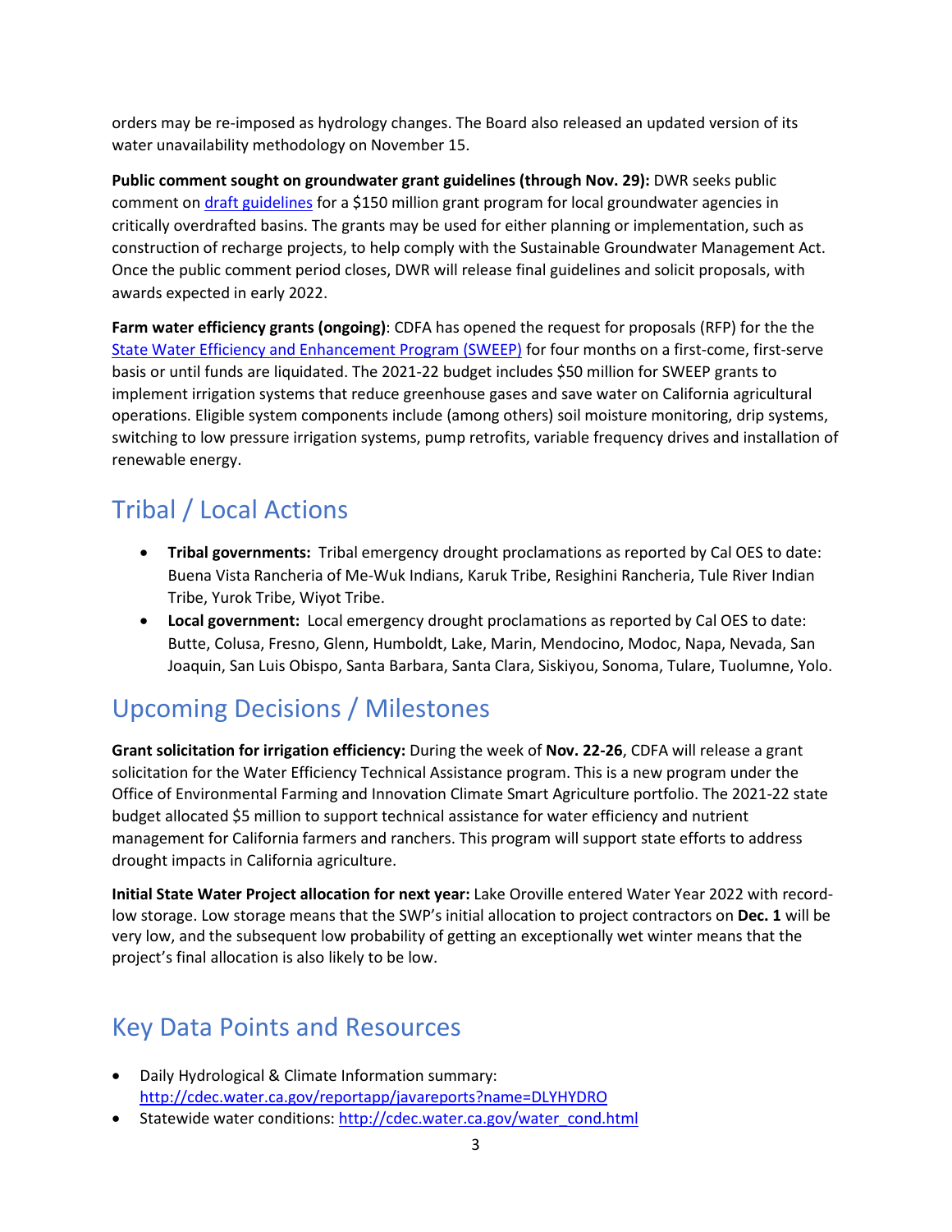orders may be re-imposed as hydrology changes. The Board also released an updated version of its water unavailability methodology on November 15.

**Public comment sought on groundwater grant guidelines (through Nov. 29):** DWR seeks public comment on [draft guidelines](draft guidelines) for a $150 million grant program for local groundwater agencies in critically overdrafted basins. The grants may be used for either planning or implementation, such as construction of recharge projects, to help comply with the Sustainable Groundwater Management Act. Once the public comment period closes, DWR will release final guidelines and solicit proposals, with awards expected in early 2022.

**Farm water efficiency grants (ongoing)**: CDFA has opened the request for proposals (RFP) for the the State Water Efficiency and Enhancement Program (SWEEP) for four months on a first-come, first-serve basis or until funds are liquidated. The 2021-22 budget includes $50 million for SWEEP grants to implement irrigation systems that reduce greenhouse gases and save water on California agricultural operations. Eligible system components include (among others) soil moisture monitoring, drip systems, switching to low pressure irrigation systems, pump retrofits, variable frequency drives and installation of renewable energy.

## Tribal / Local Actions

- **Tribal governments:** Tribal emergency drought proclamations as reported by Cal OES to date: Buena Vista Rancheria of Me-Wuk Indians, Karuk Tribe, Resighini Rancheria, Tule River Indian Tribe, Yurok Tribe, Wiyot Tribe.
- **Local government:** Local emergency drought proclamations as reported by Cal OES to date: Butte, Colusa, Fresno, Glenn, Humboldt, Lake, Marin, Mendocino, Modoc, Napa, Nevada, San Joaquin, San Luis Obispo, Santa Barbara, Santa Clara, Siskiyou, Sonoma, Tulare, Tuolumne, Yolo.

## Upcoming Decisions / Milestones

**Grant solicitation for irrigation efficiency:** During the week of **Nov. 22-26**, CDFA will release a grant solicitation for the Water Efficiency Technical Assistance program. This is a new program under the Office of Environmental Farming and Innovation Climate Smart Agriculture portfolio. The 2021-22 state budget allocated $5 million to support technical assistance for water efficiency and nutrient management for California farmers and ranchers. This program will support state efforts to address drought impacts in California agriculture.

**Initial State Water Project allocation for next year:** Lake Oroville entered Water Year 2022 with record-low storage. Low storage means that the SWP's initial allocation to project contractors on **Dec. 1** will be very low, and the subsequent low probability of getting an exceptionally wet winter means that the project's final allocation is also likely to be low.

## Key Data Points and Resources

- Daily Hydrological & Climate Information summary: http://cdec.water.ca.gov/reportapp/javareports?name=DLYHYDRO
- Statewide water conditions: http://cdec.water.ca.gov/water_cond.html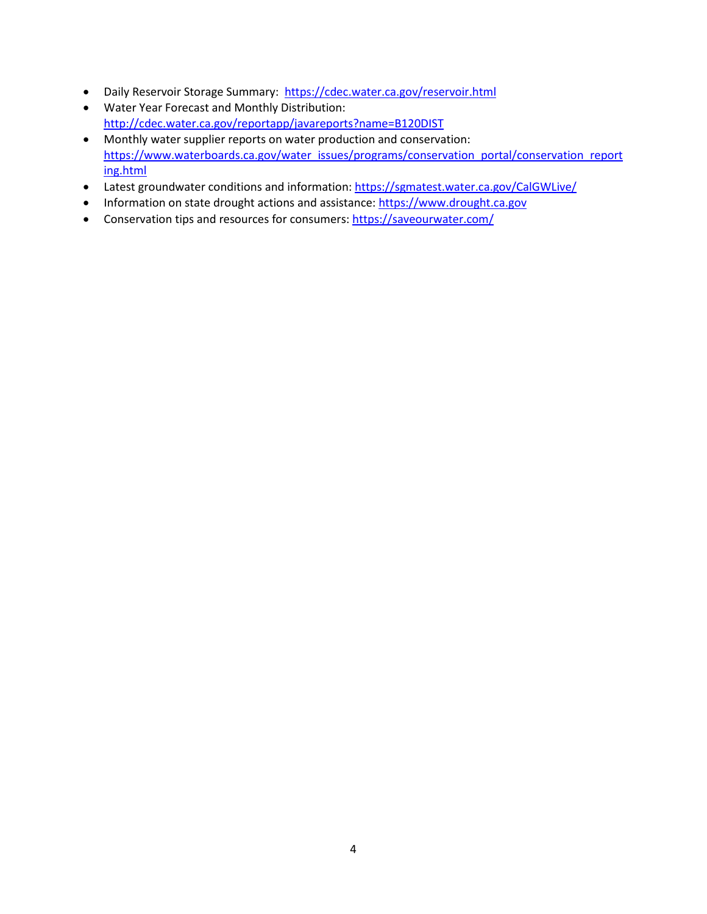- Daily Reservoir Storage Summary: https://cdec.water.ca.gov/reservoir.html
- Water Year Forecast and Monthly Distribution: http://cdec.water.ca.gov/reportapp/javareports?name=B120DIST
- Monthly water supplier reports on water production and conservation: https://www.waterboards.ca.gov/water_issues/programs/conservation_portal/conservation_reporting.html
- Latest groundwater conditions and information: https://sgmatest.water.ca.gov/CalGWLive/
- Information on state drought actions and assistance: https://www.drought.ca.gov
- Conservation tips and resources for consumers: https://saveourwater.com/